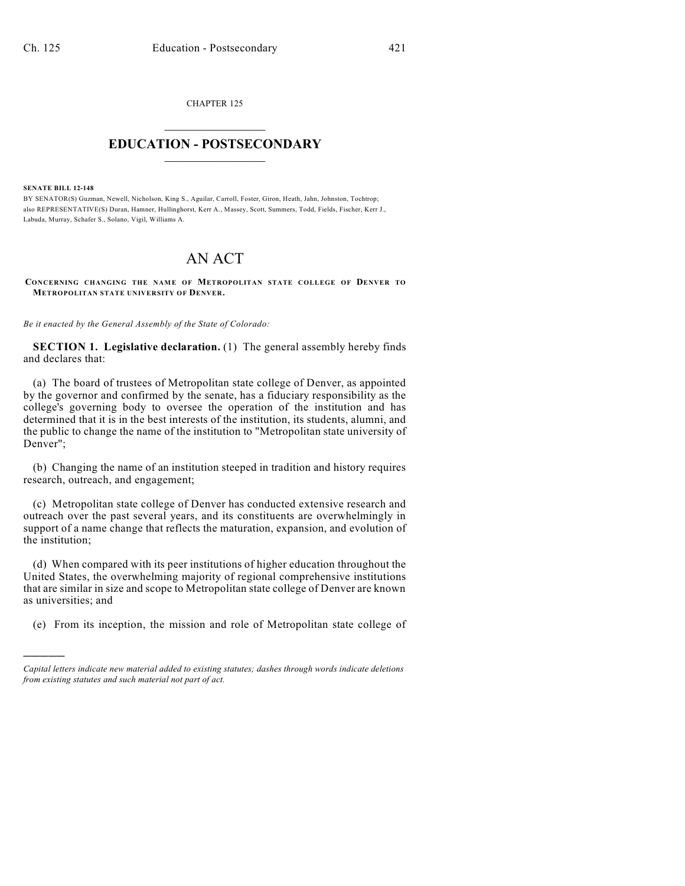CHAPTER 125

# EDUCATION - POSTSECONDARY

**SENATE BILL 12-148**

BY SENATOR(S) Guzman, Newell, Nicholson, King S., Aguilar, Carroll, Foster, Giron, Heath, Jahn, Johnston, Tochtrop; also REPRESENTATIVE(S) Duran, Hamner, Hullinghorst, Kerr A., Massey, Scott, Summers, Todd, Fields, Fischer, Kerr J., Labuda, Murray, Schafer S., Solano, Vigil, Williams A.

# AN ACT

**CONCERNING CHANGING THE NAME OF METROPOLITAN STATE COLLEGE OF DENVER TO METROPOLITAN STATE UNIVERSITY OF DENVER.**

*Be it enacted by the General Assembly of the State of Colorado:*

**SECTION 1. Legislative declaration.** (1) The general assembly hereby finds and declares that:

(a) The board of trustees of Metropolitan state college of Denver, as appointed by the governor and confirmed by the senate, has a fiduciary responsibility as the college's governing body to oversee the operation of the institution and has determined that it is in the best interests of the institution, its students, alumni, and the public to change the name of the institution to "Metropolitan state university of Denver";

(b) Changing the name of an institution steeped in tradition and history requires research, outreach, and engagement;

(c) Metropolitan state college of Denver has conducted extensive research and outreach over the past several years, and its constituents are overwhelmingly in support of a name change that reflects the maturation, expansion, and evolution of the institution;

(d) When compared with its peer institutions of higher education throughout the United States, the overwhelming majority of regional comprehensive institutions that are similar in size and scope to Metropolitan state college of Denver are known as universities; and

(e) From its inception, the mission and role of Metropolitan state college of

---

*Capital letters indicate new material added to existing statutes; dashes through words indicate deletions from existing statutes and such material not part of act.*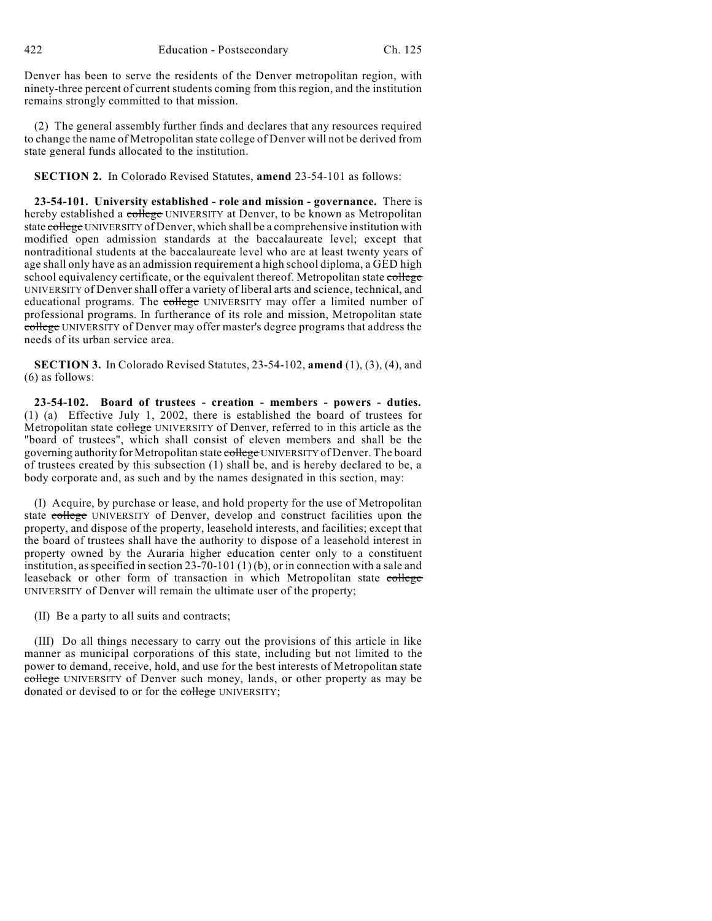Denver has been to serve the residents of the Denver metropolitan region, with ninety-three percent of current students coming from this region, and the institution remains strongly committed to that mission.

(2) The general assembly further finds and declares that any resources required to change the name of Metropolitan state college of Denver will not be derived from state general funds allocated to the institution.

**SECTION 2.** In Colorado Revised Statutes, **amend** 23-54-101 as follows:

**23-54-101. University established - role and mission - governance.** There is hereby established a ~~college~~ UNIVERSITY at Denver, to be known as Metropolitan state ~~college~~ UNIVERSITY of Denver, which shall be a comprehensive institution with modified open admission standards at the baccalaureate level; except that nontraditional students at the baccalaureate level who are at least twenty years of age shall only have as an admission requirement a high school diploma, a GED high school equivalency certificate, or the equivalent thereof. Metropolitan state ~~college~~ UNIVERSITY of Denver shall offer a variety of liberal arts and science, technical, and educational programs. The ~~college~~ UNIVERSITY may offer a limited number of professional programs. In furtherance of its role and mission, Metropolitan state ~~college~~ UNIVERSITY of Denver may offer master's degree programs that address the needs of its urban service area.

**SECTION 3.** In Colorado Revised Statutes, 23-54-102, **amend** (1), (3), (4), and (6) as follows:

**23-54-102. Board of trustees - creation - members - powers - duties.** (1) (a) Effective July 1, 2002, there is established the board of trustees for Metropolitan state ~~college~~ UNIVERSITY of Denver, referred to in this article as the "board of trustees", which shall consist of eleven members and shall be the governing authority for Metropolitan state ~~college~~ UNIVERSITY of Denver. The board of trustees created by this subsection (1) shall be, and is hereby declared to be, a body corporate and, as such and by the names designated in this section, may:

(I) Acquire, by purchase or lease, and hold property for the use of Metropolitan state ~~college~~ UNIVERSITY of Denver, develop and construct facilities upon the property, and dispose of the property, leasehold interests, and facilities; except that the board of trustees shall have the authority to dispose of a leasehold interest in property owned by the Auraria higher education center only to a constituent institution, as specified in section 23-70-101 (1) (b), or in connection with a sale and leaseback or other form of transaction in which Metropolitan state ~~college~~ UNIVERSITY of Denver will remain the ultimate user of the property;

(II) Be a party to all suits and contracts;

(III) Do all things necessary to carry out the provisions of this article in like manner as municipal corporations of this state, including but not limited to the power to demand, receive, hold, and use for the best interests of Metropolitan state ~~college~~ UNIVERSITY of Denver such money, lands, or other property as may be donated or devised to or for the ~~college~~ UNIVERSITY;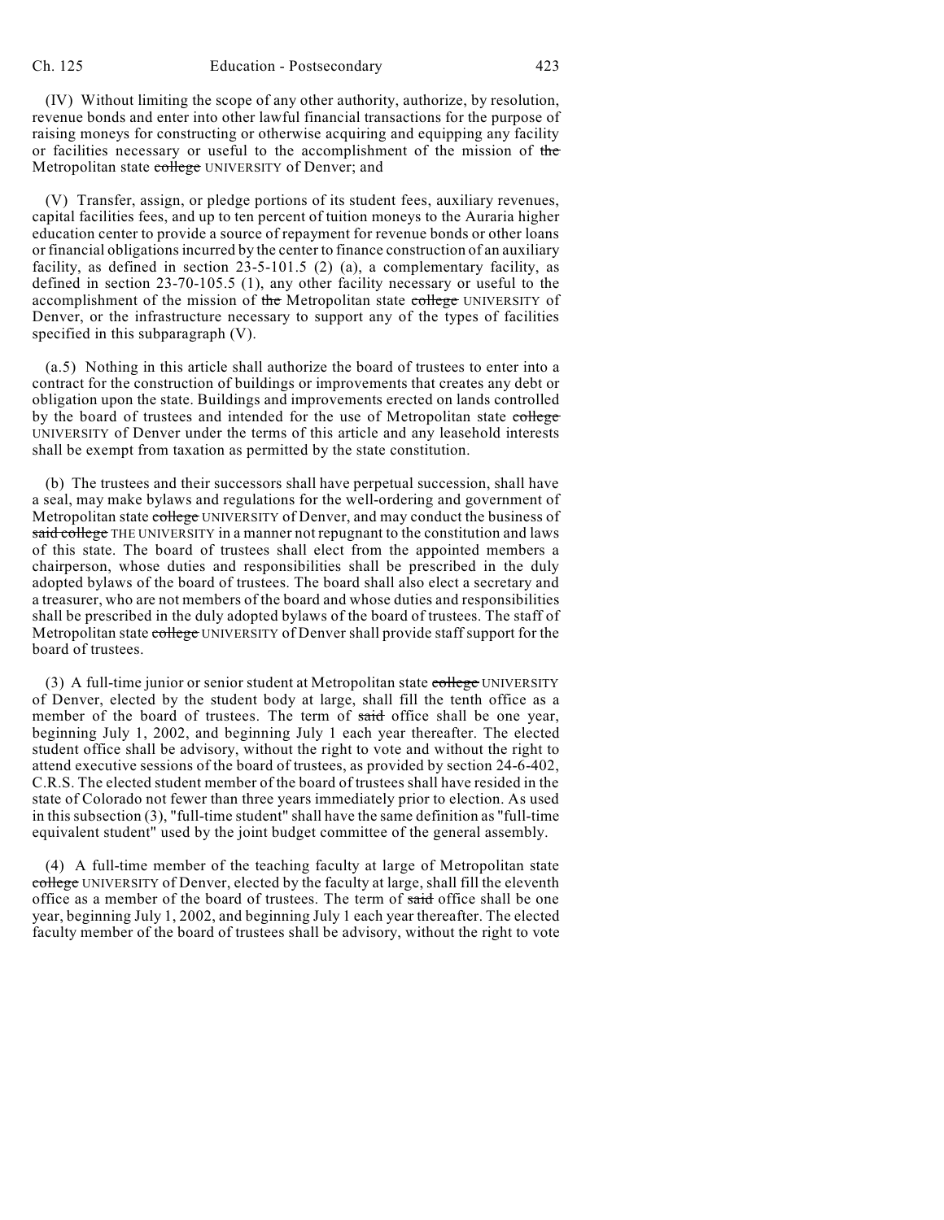(IV) Without limiting the scope of any other authority, authorize, by resolution, revenue bonds and enter into other lawful financial transactions for the purpose of raising moneys for constructing or otherwise acquiring and equipping any facility or facilities necessary or useful to the accomplishment of the mission of ~~the~~ Metropolitan state ~~college~~ UNIVERSITY of Denver; and

(V) Transfer, assign, or pledge portions of its student fees, auxiliary revenues, capital facilities fees, and up to ten percent of tuition moneys to the Auraria higher education center to provide a source of repayment for revenue bonds or other loans or financial obligations incurred by the center to finance construction of an auxiliary facility, as defined in section 23-5-101.5 (2) (a), a complementary facility, as defined in section 23-70-105.5 (1), any other facility necessary or useful to the accomplishment of the mission of ~~the~~ Metropolitan state ~~college~~ UNIVERSITY of Denver, or the infrastructure necessary to support any of the types of facilities specified in this subparagraph (V).

(a.5) Nothing in this article shall authorize the board of trustees to enter into a contract for the construction of buildings or improvements that creates any debt or obligation upon the state. Buildings and improvements erected on lands controlled by the board of trustees and intended for the use of Metropolitan state ~~college~~ UNIVERSITY of Denver under the terms of this article and any leasehold interests shall be exempt from taxation as permitted by the state constitution.

(b) The trustees and their successors shall have perpetual succession, shall have a seal, may make bylaws and regulations for the well-ordering and government of Metropolitan state ~~college~~ UNIVERSITY of Denver, and may conduct the business of ~~said college~~ THE UNIVERSITY in a manner not repugnant to the constitution and laws of this state. The board of trustees shall elect from the appointed members a chairperson, whose duties and responsibilities shall be prescribed in the duly adopted bylaws of the board of trustees. The board shall also elect a secretary and a treasurer, who are not members of the board and whose duties and responsibilities shall be prescribed in the duly adopted bylaws of the board of trustees. The staff of Metropolitan state ~~college~~ UNIVERSITY of Denver shall provide staff support for the board of trustees.

(3) A full-time junior or senior student at Metropolitan state ~~college~~ UNIVERSITY of Denver, elected by the student body at large, shall fill the tenth office as a member of the board of trustees. The term of ~~said~~ office shall be one year, beginning July 1, 2002, and beginning July 1 each year thereafter. The elected student office shall be advisory, without the right to vote and without the right to attend executive sessions of the board of trustees, as provided by section 24-6-402, C.R.S. The elected student member of the board of trustees shall have resided in the state of Colorado not fewer than three years immediately prior to election. As used in this subsection (3), "full-time student" shall have the same definition as "full-time equivalent student" used by the joint budget committee of the general assembly.

(4) A full-time member of the teaching faculty at large of Metropolitan state ~~college~~ UNIVERSITY of Denver, elected by the faculty at large, shall fill the eleventh office as a member of the board of trustees. The term of ~~said~~ office shall be one year, beginning July 1, 2002, and beginning July 1 each year thereafter. The elected faculty member of the board of trustees shall be advisory, without the right to vote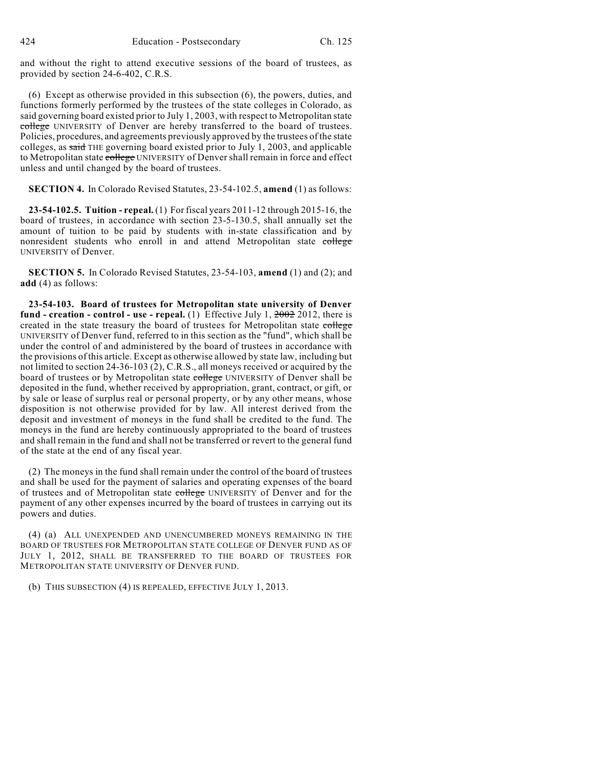and without the right to attend executive sessions of the board of trustees, as provided by section 24-6-402, C.R.S.

(6) Except as otherwise provided in this subsection (6), the powers, duties, and functions formerly performed by the trustees of the state colleges in Colorado, as said governing board existed prior to July 1, 2003, with respect to Metropolitan state ~~college~~ UNIVERSITY of Denver are hereby transferred to the board of trustees. Policies, procedures, and agreements previously approved by the trustees of the state colleges, as ~~said~~ THE governing board existed prior to July 1, 2003, and applicable to Metropolitan state ~~college~~ UNIVERSITY of Denver shall remain in force and effect unless and until changed by the board of trustees.

**SECTION 4.** In Colorado Revised Statutes, 23-54-102.5, **amend** (1) as follows:

**23-54-102.5. Tuition - repeal.** (1) For fiscal years 2011-12 through 2015-16, the board of trustees, in accordance with section 23-5-130.5, shall annually set the amount of tuition to be paid by students with in-state classification and by nonresident students who enroll in and attend Metropolitan state ~~college~~ UNIVERSITY of Denver.

**SECTION 5.** In Colorado Revised Statutes, 23-54-103, **amend** (1) and (2); and **add** (4) as follows:

**23-54-103. Board of trustees for Metropolitan state university of Denver fund - creation - control - use - repeal.** (1) Effective July 1, ~~2002~~ 2012, there is created in the state treasury the board of trustees for Metropolitan state ~~college~~ UNIVERSITY of Denver fund, referred to in this section as the "fund", which shall be under the control of and administered by the board of trustees in accordance with the provisions of this article. Except as otherwise allowed by state law, including but not limited to section 24-36-103 (2), C.R.S., all moneys received or acquired by the board of trustees or by Metropolitan state ~~college~~ UNIVERSITY of Denver shall be deposited in the fund, whether received by appropriation, grant, contract, or gift, or by sale or lease of surplus real or personal property, or by any other means, whose disposition is not otherwise provided for by law. All interest derived from the deposit and investment of moneys in the fund shall be credited to the fund. The moneys in the fund are hereby continuously appropriated to the board of trustees and shall remain in the fund and shall not be transferred or revert to the general fund of the state at the end of any fiscal year.

(2) The moneys in the fund shall remain under the control of the board of trustees and shall be used for the payment of salaries and operating expenses of the board of trustees and of Metropolitan state ~~college~~ UNIVERSITY of Denver and for the payment of any other expenses incurred by the board of trustees in carrying out its powers and duties.

(4) (a) ALL UNEXPENDED AND UNENCUMBERED MONEYS REMAINING IN THE BOARD OF TRUSTEES FOR METROPOLITAN STATE COLLEGE OF DENVER FUND AS OF JULY 1, 2012, SHALL BE TRANSFERRED TO THE BOARD OF TRUSTEES FOR METROPOLITAN STATE UNIVERSITY OF DENVER FUND.

(b) THIS SUBSECTION (4) IS REPEALED, EFFECTIVE JULY 1, 2013.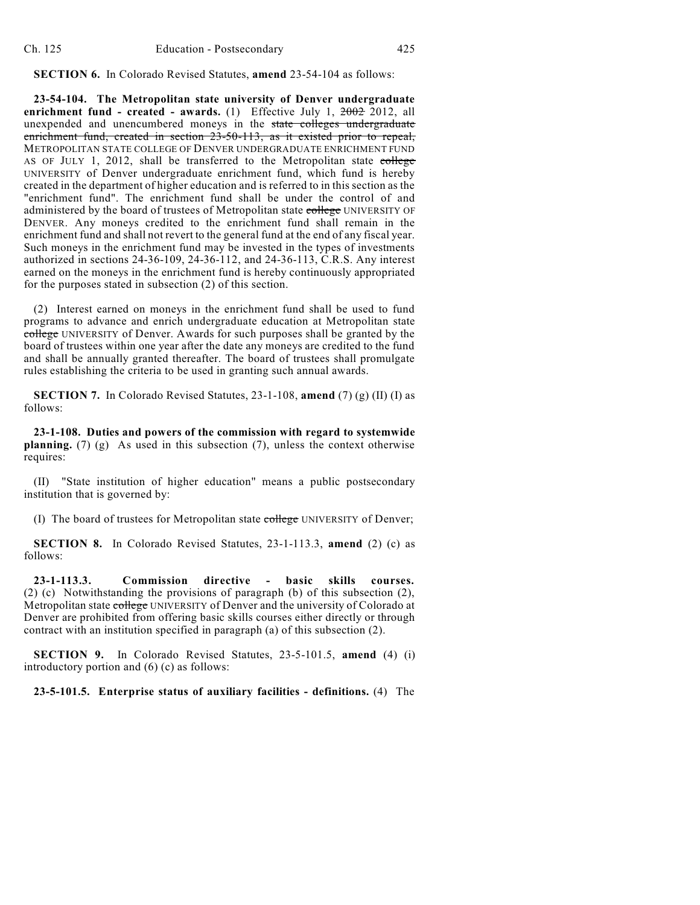**SECTION 6.** In Colorado Revised Statutes, **amend** 23-54-104 as follows:

**23-54-104. The Metropolitan state university of Denver undergraduate enrichment fund - created - awards.** (1) Effective July 1, ~~2002~~ 2012, all unexpended and unencumbered moneys in the ~~state colleges undergraduate enrichment fund, created in section 23-50-113, as it existed prior to repeal,~~ METROPOLITAN STATE COLLEGE OF DENVER UNDERGRADUATE ENRICHMENT FUND AS OF JULY 1, 2012, shall be transferred to the Metropolitan state ~~college~~ UNIVERSITY of Denver undergraduate enrichment fund, which fund is hereby created in the department of higher education and is referred to in this section as the "enrichment fund". The enrichment fund shall be under the control of and administered by the board of trustees of Metropolitan state ~~college~~ UNIVERSITY OF DENVER. Any moneys credited to the enrichment fund shall remain in the enrichment fund and shall not revert to the general fund at the end of any fiscal year. Such moneys in the enrichment fund may be invested in the types of investments authorized in sections 24-36-109, 24-36-112, and 24-36-113, C.R.S. Any interest earned on the moneys in the enrichment fund is hereby continuously appropriated for the purposes stated in subsection (2) of this section.

(2) Interest earned on moneys in the enrichment fund shall be used to fund programs to advance and enrich undergraduate education at Metropolitan state ~~college~~ UNIVERSITY of Denver. Awards for such purposes shall be granted by the board of trustees within one year after the date any moneys are credited to the fund and shall be annually granted thereafter. The board of trustees shall promulgate rules establishing the criteria to be used in granting such annual awards.

**SECTION 7.** In Colorado Revised Statutes, 23-1-108, **amend** (7) (g) (II) (I) as follows:

**23-1-108. Duties and powers of the commission with regard to systemwide planning.** (7) (g) As used in this subsection (7), unless the context otherwise requires:

(II) "State institution of higher education" means a public postsecondary institution that is governed by:

(I) The board of trustees for Metropolitan state ~~college~~ UNIVERSITY of Denver;

**SECTION 8.** In Colorado Revised Statutes, 23-1-113.3, **amend** (2) (c) as follows:

**23-1-113.3. Commission directive - basic skills courses.** (2) (c) Notwithstanding the provisions of paragraph (b) of this subsection (2), Metropolitan state ~~college~~ UNIVERSITY of Denver and the university of Colorado at Denver are prohibited from offering basic skills courses either directly or through contract with an institution specified in paragraph (a) of this subsection (2).

**SECTION 9.** In Colorado Revised Statutes, 23-5-101.5, **amend** (4) (i) introductory portion and (6) (c) as follows:

**23-5-101.5. Enterprise status of auxiliary facilities - definitions.** (4) The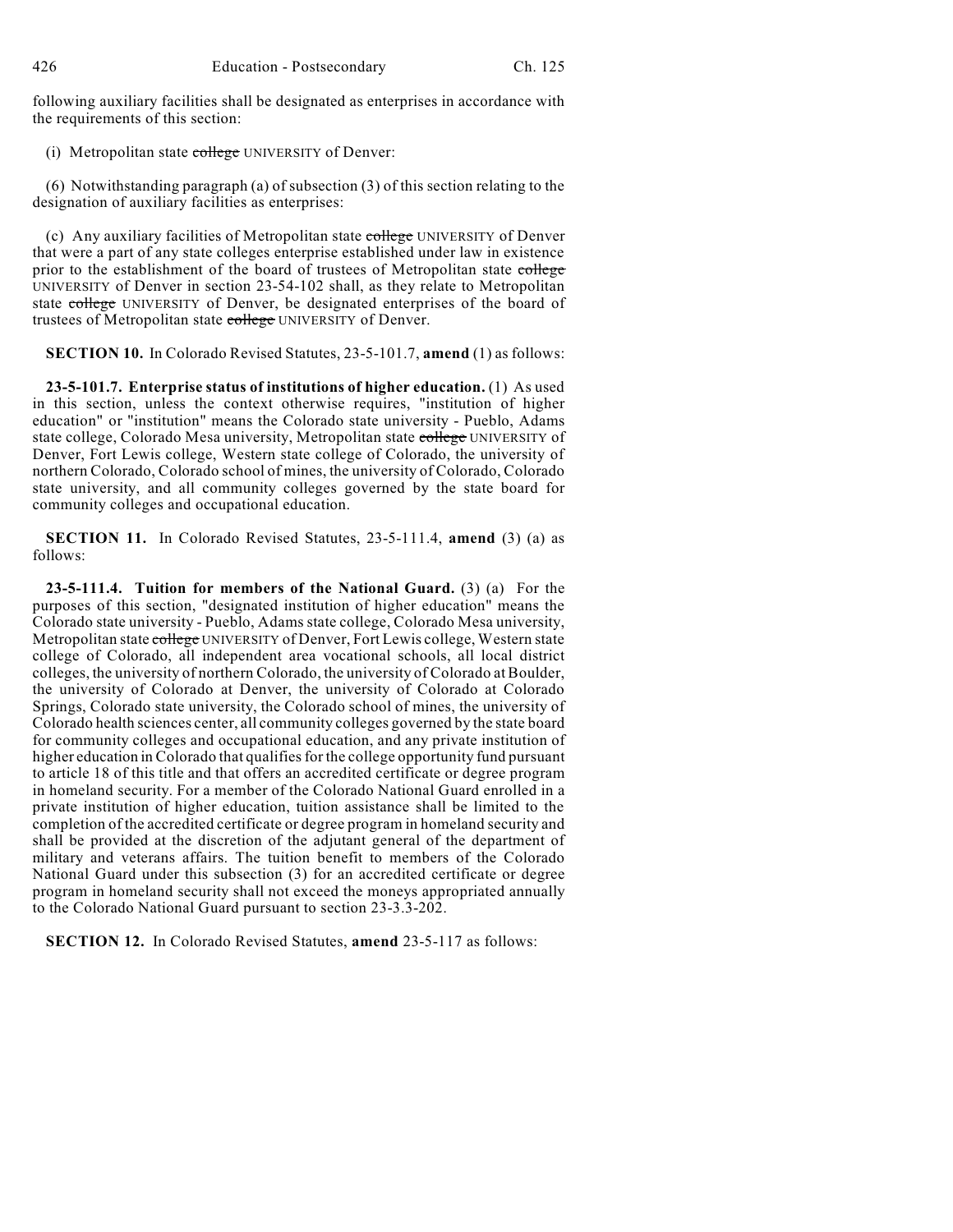following auxiliary facilities shall be designated as enterprises in accordance with the requirements of this section:

(i) Metropolitan state ~~college~~ UNIVERSITY of Denver:

(6) Notwithstanding paragraph (a) of subsection (3) of this section relating to the designation of auxiliary facilities as enterprises:

(c) Any auxiliary facilities of Metropolitan state ~~college~~ UNIVERSITY of Denver that were a part of any state colleges enterprise established under law in existence prior to the establishment of the board of trustees of Metropolitan state ~~college~~ UNIVERSITY of Denver in section 23-54-102 shall, as they relate to Metropolitan state ~~college~~ UNIVERSITY of Denver, be designated enterprises of the board of trustees of Metropolitan state ~~college~~ UNIVERSITY of Denver.

**SECTION 10.** In Colorado Revised Statutes, 23-5-101.7, **amend** (1) as follows:

**23-5-101.7. Enterprise status of institutions of higher education.** (1) As used in this section, unless the context otherwise requires, "institution of higher education" or "institution" means the Colorado state university - Pueblo, Adams state college, Colorado Mesa university, Metropolitan state ~~college~~ UNIVERSITY of Denver, Fort Lewis college, Western state college of Colorado, the university of northern Colorado, Colorado school of mines, the university of Colorado, Colorado state university, and all community colleges governed by the state board for community colleges and occupational education.

**SECTION 11.** In Colorado Revised Statutes, 23-5-111.4, **amend** (3) (a) as follows:

**23-5-111.4. Tuition for members of the National Guard.** (3) (a) For the purposes of this section, "designated institution of higher education" means the Colorado state university - Pueblo, Adams state college, Colorado Mesa university, Metropolitan state ~~college~~ UNIVERSITY of Denver, Fort Lewis college, Western state college of Colorado, all independent area vocational schools, all local district colleges, the university of northern Colorado, the university of Colorado at Boulder, the university of Colorado at Denver, the university of Colorado at Colorado Springs, Colorado state university, the Colorado school of mines, the university of Colorado health sciences center, all community colleges governed by the state board for community colleges and occupational education, and any private institution of higher education in Colorado that qualifies for the college opportunity fund pursuant to article 18 of this title and that offers an accredited certificate or degree program in homeland security. For a member of the Colorado National Guard enrolled in a private institution of higher education, tuition assistance shall be limited to the completion of the accredited certificate or degree program in homeland security and shall be provided at the discretion of the adjutant general of the department of military and veterans affairs. The tuition benefit to members of the Colorado National Guard under this subsection (3) for an accredited certificate or degree program in homeland security shall not exceed the moneys appropriated annually to the Colorado National Guard pursuant to section 23-3.3-202.

**SECTION 12.** In Colorado Revised Statutes, **amend** 23-5-117 as follows: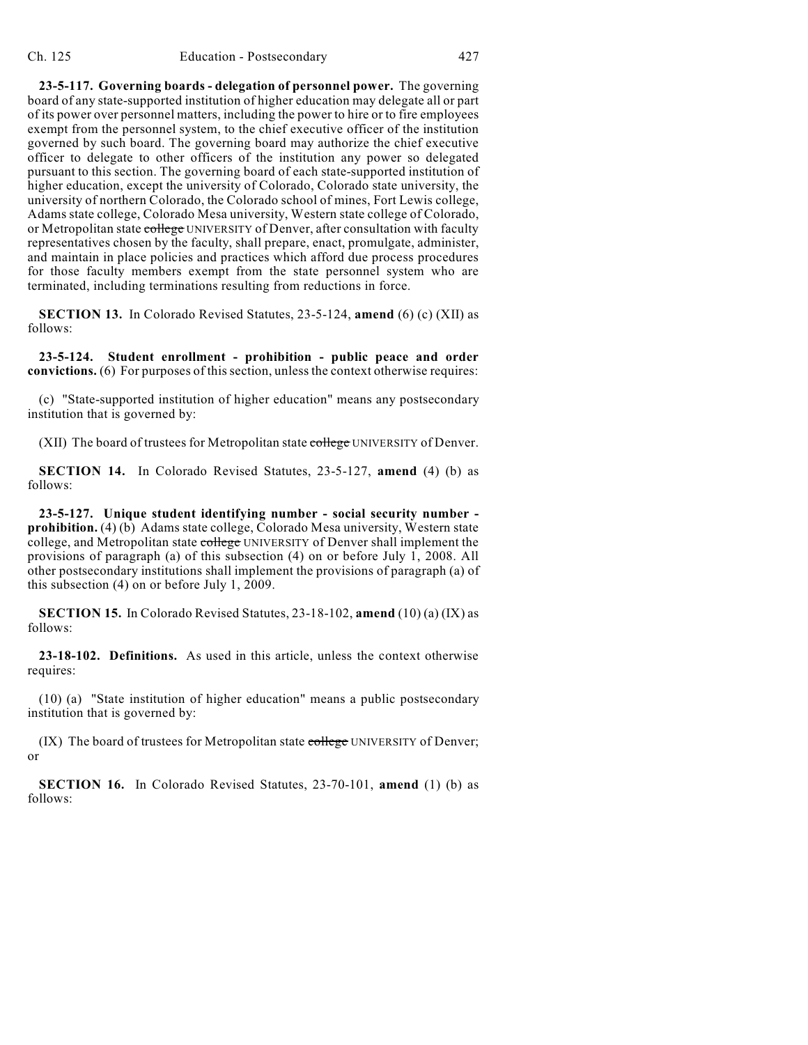**23-5-117. Governing boards - delegation of personnel power.** The governing board of any state-supported institution of higher education may delegate all or part of its power over personnel matters, including the power to hire or to fire employees exempt from the personnel system, to the chief executive officer of the institution governed by such board. The governing board may authorize the chief executive officer to delegate to other officers of the institution any power so delegated pursuant to this section. The governing board of each state-supported institution of higher education, except the university of Colorado, Colorado state university, the university of northern Colorado, the Colorado school of mines, Fort Lewis college, Adams state college, Colorado Mesa university, Western state college of Colorado, or Metropolitan state ~~college~~ UNIVERSITY of Denver, after consultation with faculty representatives chosen by the faculty, shall prepare, enact, promulgate, administer, and maintain in place policies and practices which afford due process procedures for those faculty members exempt from the state personnel system who are terminated, including terminations resulting from reductions in force.

**SECTION 13.** In Colorado Revised Statutes, 23-5-124, **amend** (6) (c) (XII) as follows:

**23-5-124. Student enrollment - prohibition - public peace and order convictions.** (6) For purposes of this section, unless the context otherwise requires:

(c) "State-supported institution of higher education" means any postsecondary institution that is governed by:

(XII) The board of trustees for Metropolitan state ~~college~~ UNIVERSITY of Denver.

**SECTION 14.** In Colorado Revised Statutes, 23-5-127, **amend** (4) (b) as follows:

**23-5-127. Unique student identifying number - social security number - prohibition.** (4) (b) Adams state college, Colorado Mesa university, Western state college, and Metropolitan state ~~college~~ UNIVERSITY of Denver shall implement the provisions of paragraph (a) of this subsection (4) on or before July 1, 2008. All other postsecondary institutions shall implement the provisions of paragraph (a) of this subsection (4) on or before July 1, 2009.

**SECTION 15.** In Colorado Revised Statutes, 23-18-102, **amend** (10) (a) (IX) as follows:

**23-18-102. Definitions.** As used in this article, unless the context otherwise requires:

(10) (a) "State institution of higher education" means a public postsecondary institution that is governed by:

(IX) The board of trustees for Metropolitan state ~~college~~ UNIVERSITY of Denver; or

**SECTION 16.** In Colorado Revised Statutes, 23-70-101, **amend** (1) (b) as follows: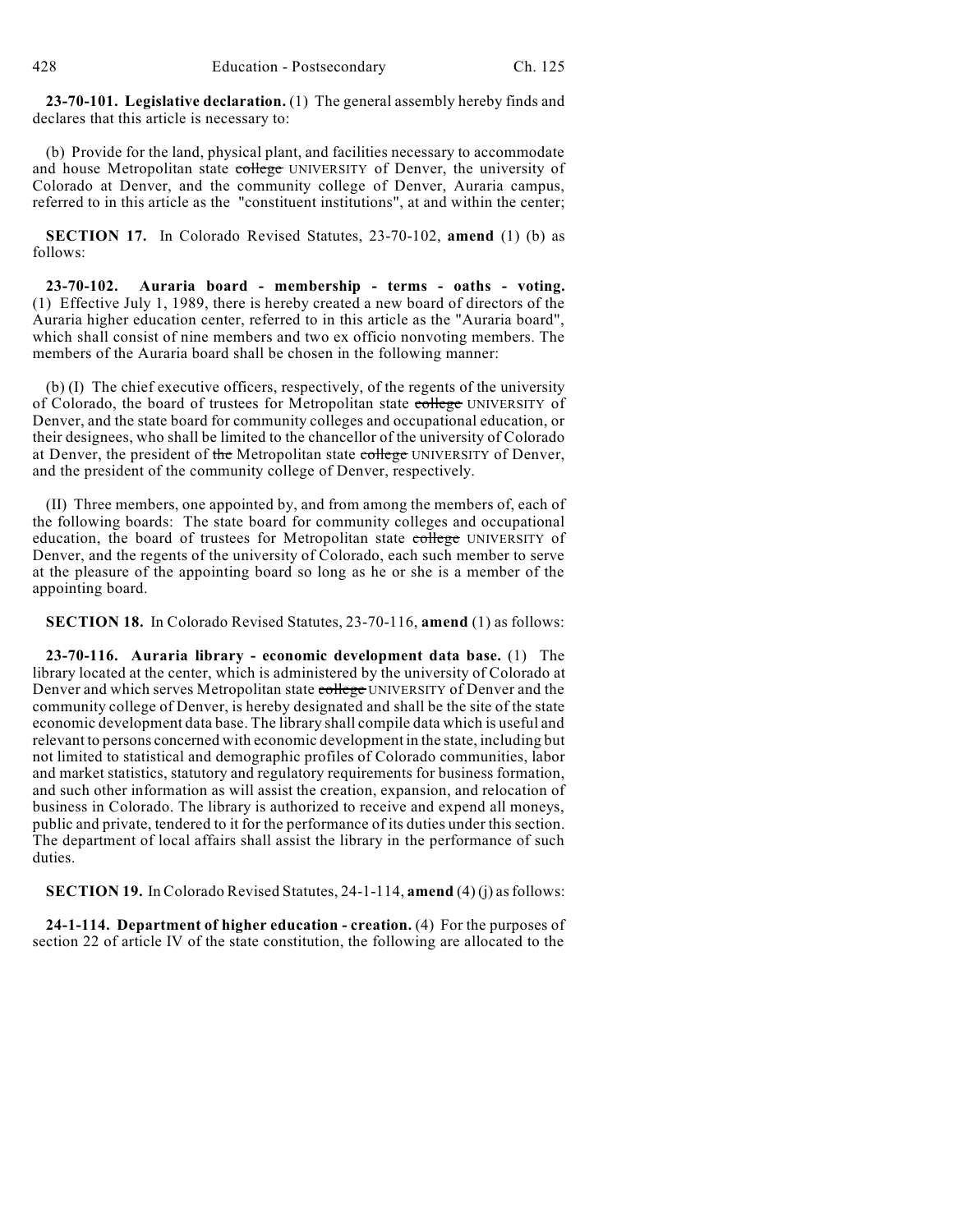**23-70-101. Legislative declaration.** (1) The general assembly hereby finds and declares that this article is necessary to:

(b) Provide for the land, physical plant, and facilities necessary to accommodate and house Metropolitan state ~~college~~ UNIVERSITY of Denver, the university of Colorado at Denver, and the community college of Denver, Auraria campus, referred to in this article as the "constituent institutions", at and within the center;

**SECTION 17.** In Colorado Revised Statutes, 23-70-102, **amend** (1) (b) as follows:

**23-70-102. Auraria board - membership - terms - oaths - voting.** (1) Effective July 1, 1989, there is hereby created a new board of directors of the Auraria higher education center, referred to in this article as the "Auraria board", which shall consist of nine members and two ex officio nonvoting members. The members of the Auraria board shall be chosen in the following manner:

(b) (I) The chief executive officers, respectively, of the regents of the university of Colorado, the board of trustees for Metropolitan state ~~college~~ UNIVERSITY of Denver, and the state board for community colleges and occupational education, or their designees, who shall be limited to the chancellor of the university of Colorado at Denver, the president of ~~the~~ Metropolitan state ~~college~~ UNIVERSITY of Denver, and the president of the community college of Denver, respectively.

(II) Three members, one appointed by, and from among the members of, each of the following boards: The state board for community colleges and occupational education, the board of trustees for Metropolitan state ~~college~~ UNIVERSITY of Denver, and the regents of the university of Colorado, each such member to serve at the pleasure of the appointing board so long as he or she is a member of the appointing board.

**SECTION 18.** In Colorado Revised Statutes, 23-70-116, **amend** (1) as follows:

**23-70-116. Auraria library - economic development data base.** (1) The library located at the center, which is administered by the university of Colorado at Denver and which serves Metropolitan state ~~college~~ UNIVERSITY of Denver and the community college of Denver, is hereby designated and shall be the site of the state economic development data base. The library shall compile data which is useful and relevant to persons concerned with economic development in the state, including but not limited to statistical and demographic profiles of Colorado communities, labor and market statistics, statutory and regulatory requirements for business formation, and such other information as will assist the creation, expansion, and relocation of business in Colorado. The library is authorized to receive and expend all moneys, public and private, tendered to it for the performance of its duties under this section. The department of local affairs shall assist the library in the performance of such duties.

**SECTION 19.** In Colorado Revised Statutes, 24-1-114, **amend** (4) (j) as follows:

**24-1-114. Department of higher education - creation.** (4) For the purposes of section 22 of article IV of the state constitution, the following are allocated to the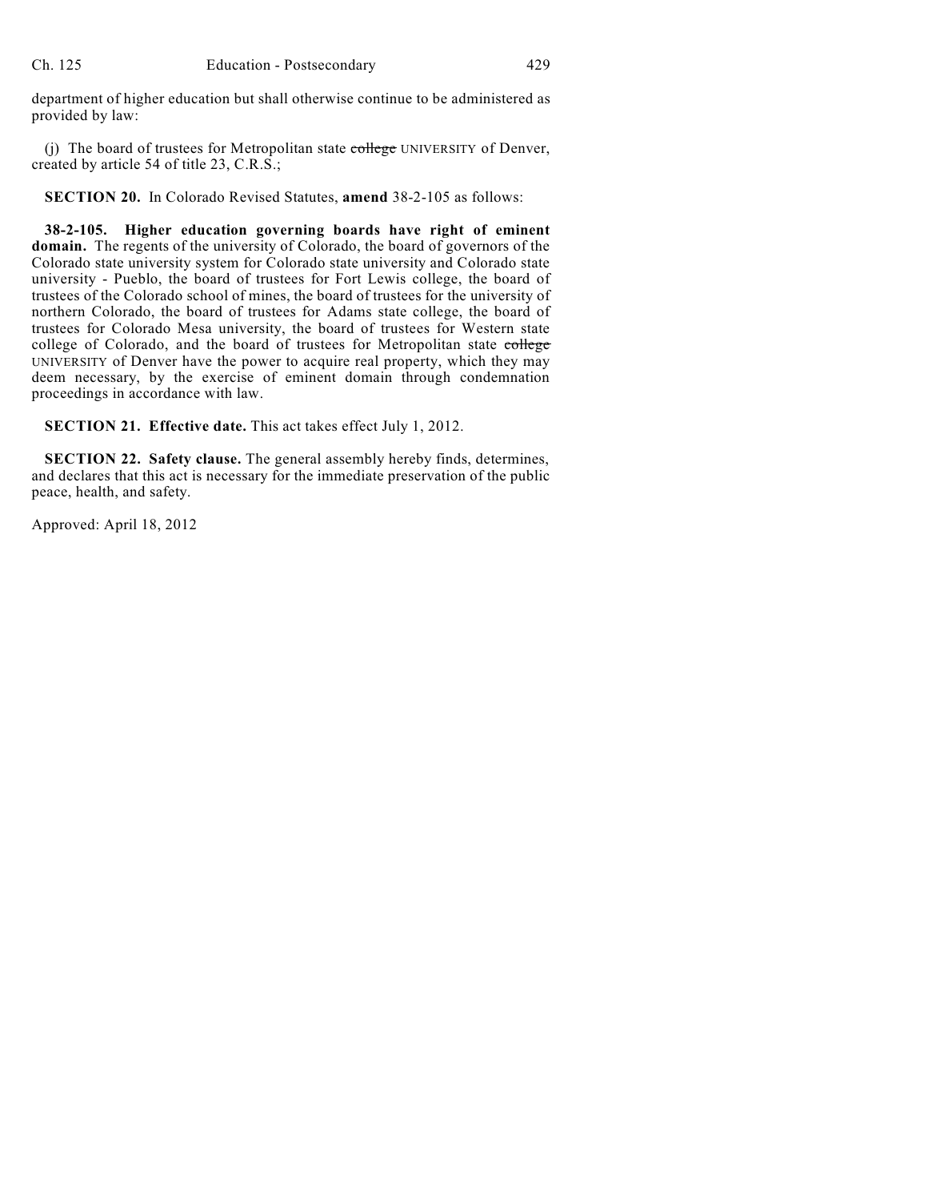department of higher education but shall otherwise continue to be administered as provided by law:

(j) The board of trustees for Metropolitan state ~~college~~ UNIVERSITY of Denver, created by article 54 of title 23, C.R.S.;

**SECTION 20.** In Colorado Revised Statutes, **amend** 38-2-105 as follows:

**38-2-105. Higher education governing boards have right of eminent domain.** The regents of the university of Colorado, the board of governors of the Colorado state university system for Colorado state university and Colorado state university - Pueblo, the board of trustees for Fort Lewis college, the board of trustees of the Colorado school of mines, the board of trustees for the university of northern Colorado, the board of trustees for Adams state college, the board of trustees for Colorado Mesa university, the board of trustees for Western state college of Colorado, and the board of trustees for Metropolitan state ~~college~~ UNIVERSITY of Denver have the power to acquire real property, which they may deem necessary, by the exercise of eminent domain through condemnation proceedings in accordance with law.

**SECTION 21. Effective date.** This act takes effect July 1, 2012.

**SECTION 22. Safety clause.** The general assembly hereby finds, determines, and declares that this act is necessary for the immediate preservation of the public peace, health, and safety.

Approved: April 18, 2012